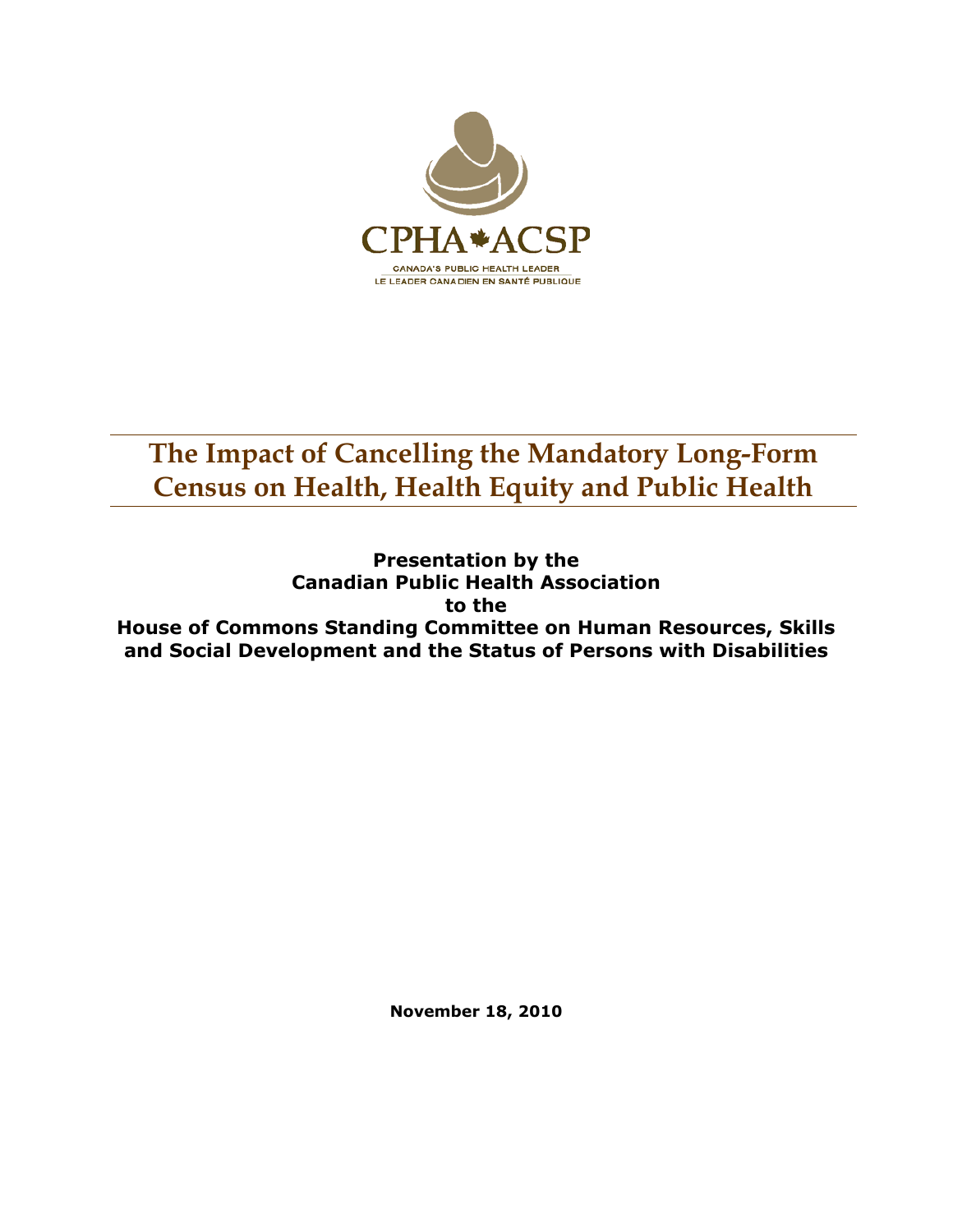CPHA ACSP

CANADA'S PUBLIC HEALTH LEADER

LE LEADER CANADIEN EN SANTÉ PUBLIQUE

# The Impact of Cancelling the Mandatory Long-Form Census on Health, Health Equity and Public Health

**Presentation by the**
**Canadian Public Health Association**
**to the**
**House of Commons Standing Committee on Human Resources, Skills and Social Development and the Status of Persons with Disabilities**

**November 18, 2010**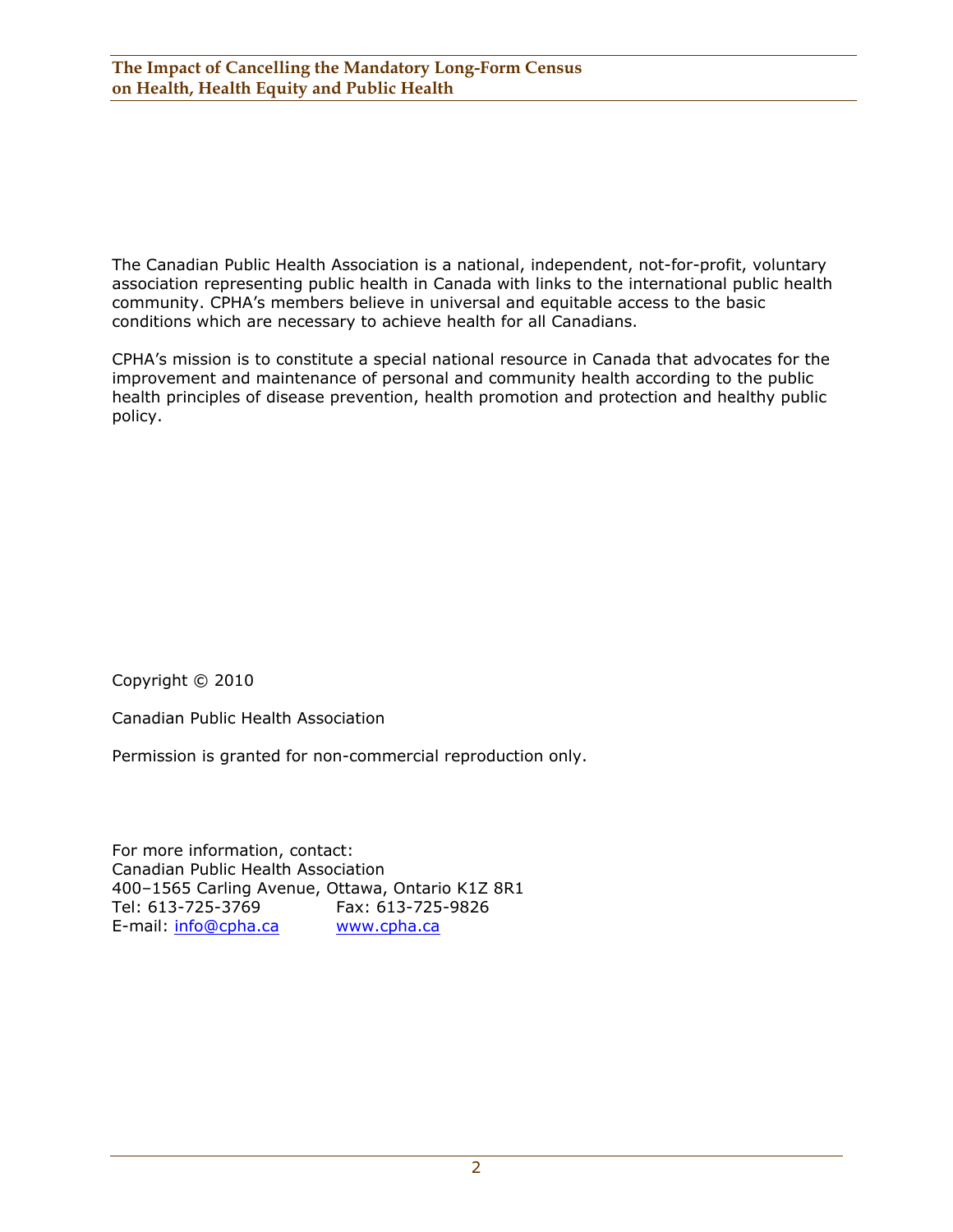The Canadian Public Health Association is a national, independent, not-for-profit, voluntary association representing public health in Canada with links to the international public health community. CPHA's members believe in universal and equitable access to the basic conditions which are necessary to achieve health for all Canadians.

CPHA's mission is to constitute a special national resource in Canada that advocates for the improvement and maintenance of personal and community health according to the public health principles of disease prevention, health promotion and protection and healthy public policy.

Copyright © 2010

Canadian Public Health Association

Permission is granted for non-commercial reproduction only.

For more information, contact:
Canadian Public Health Association
400–1565 Carling Avenue, Ottawa, Ontario K1Z 8R1
Tel: 613-725-3769 Fax: 613-725-9826
E-mail: info@cpha.ca www.cpha.ca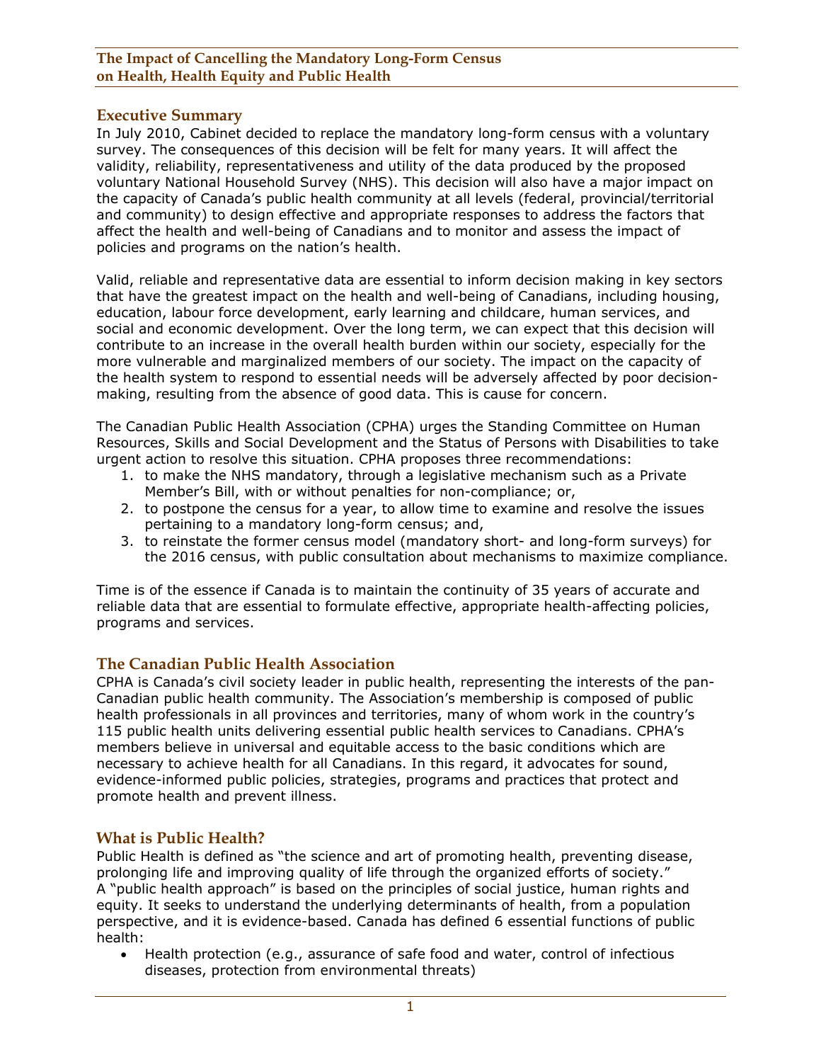# The Impact of Cancelling the Mandatory Long-Form Census on Health, Health Equity and Public Health

## Executive Summary

In July 2010, Cabinet decided to replace the mandatory long-form census with a voluntary survey. The consequences of this decision will be felt for many years. It will affect the validity, reliability, representativeness and utility of the data produced by the proposed voluntary National Household Survey (NHS). This decision will also have a major impact on the capacity of Canada's public health community at all levels (federal, provincial/territorial and community) to design effective and appropriate responses to address the factors that affect the health and well-being of Canadians and to monitor and assess the impact of policies and programs on the nation's health.

Valid, reliable and representative data are essential to inform decision making in key sectors that have the greatest impact on the health and well-being of Canadians, including housing, education, labour force development, early learning and childcare, human services, and social and economic development. Over the long term, we can expect that this decision will contribute to an increase in the overall health burden within our society, especially for the more vulnerable and marginalized members of our society. The impact on the capacity of the health system to respond to essential needs will be adversely affected by poor decision-making, resulting from the absence of good data. This is cause for concern.

The Canadian Public Health Association (CPHA) urges the Standing Committee on Human Resources, Skills and Social Development and the Status of Persons with Disabilities to take urgent action to resolve this situation. CPHA proposes three recommendations:

1. to make the NHS mandatory, through a legislative mechanism such as a Private Member's Bill, with or without penalties for non-compliance; or,
2. to postpone the census for a year, to allow time to examine and resolve the issues pertaining to a mandatory long-form census; and,
3. to reinstate the former census model (mandatory short- and long-form surveys) for the 2016 census, with public consultation about mechanisms to maximize compliance.

Time is of the essence if Canada is to maintain the continuity of 35 years of accurate and reliable data that are essential to formulate effective, appropriate health-affecting policies, programs and services.

## The Canadian Public Health Association

CPHA is Canada's civil society leader in public health, representing the interests of the pan-Canadian public health community. The Association's membership is composed of public health professionals in all provinces and territories, many of whom work in the country's 115 public health units delivering essential public health services to Canadians. CPHA's members believe in universal and equitable access to the basic conditions which are necessary to achieve health for all Canadians. In this regard, it advocates for sound, evidence-informed public policies, strategies, programs and practices that protect and promote health and prevent illness.

## What is Public Health?

Public Health is defined as "the science and art of promoting health, preventing disease, prolonging life and improving quality of life through the organized efforts of society." A "public health approach" is based on the principles of social justice, human rights and equity. It seeks to understand the underlying determinants of health, from a population perspective, and it is evidence-based. Canada has defined 6 essential functions of public health:

- Health protection (e.g., assurance of safe food and water, control of infectious diseases, protection from environmental threats)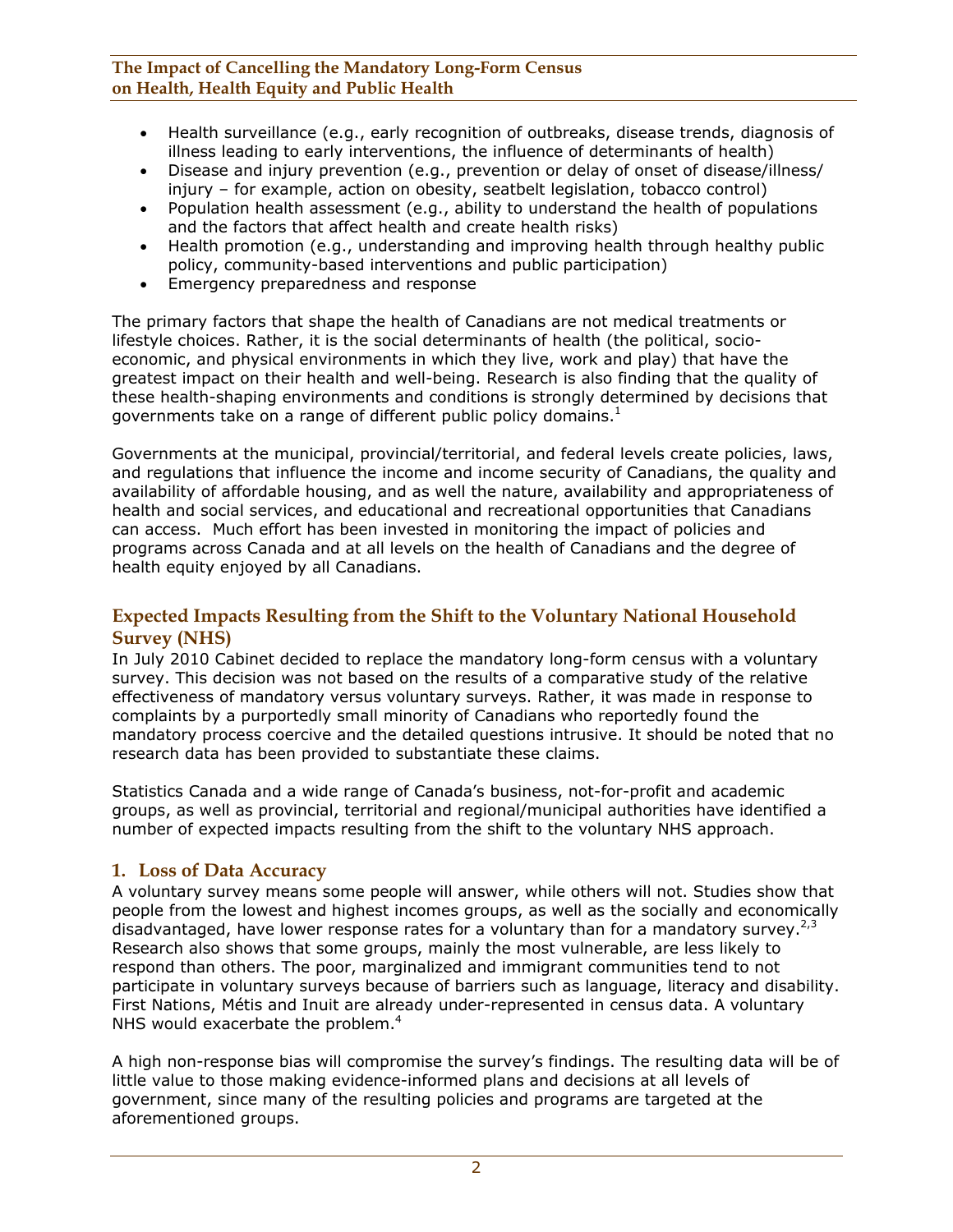- Health surveillance (e.g., early recognition of outbreaks, disease trends, diagnosis of illness leading to early interventions, the influence of determinants of health)
- Disease and injury prevention (e.g., prevention or delay of onset of disease/illness/ injury – for example, action on obesity, seatbelt legislation, tobacco control)
- Population health assessment (e.g., ability to understand the health of populations and the factors that affect health and create health risks)
- Health promotion (e.g., understanding and improving health through healthy public policy, community-based interventions and public participation)
- Emergency preparedness and response

The primary factors that shape the health of Canadians are not medical treatments or lifestyle choices. Rather, it is the social determinants of health (the political, socio-economic, and physical environments in which they live, work and play) that have the greatest impact on their health and well-being. Research is also finding that the quality of these health-shaping environments and conditions is strongly determined by decisions that governments take on a range of different public policy domains.[1]

Governments at the municipal, provincial/territorial, and federal levels create policies, laws, and regulations that influence the income and income security of Canadians, the quality and availability of affordable housing, and as well the nature, availability and appropriateness of health and social services, and educational and recreational opportunities that Canadians can access. Much effort has been invested in monitoring the impact of policies and programs across Canada and at all levels on the health of Canadians and the degree of health equity enjoyed by all Canadians.

## Expected Impacts Resulting from the Shift to the Voluntary National Household Survey (NHS)

In July 2010 Cabinet decided to replace the mandatory long-form census with a voluntary survey. This decision was not based on the results of a comparative study of the relative effectiveness of mandatory versus voluntary surveys. Rather, it was made in response to complaints by a purportedly small minority of Canadians who reportedly found the mandatory process coercive and the detailed questions intrusive. It should be noted that no research data has been provided to substantiate these claims.

Statistics Canada and a wide range of Canada's business, not-for-profit and academic groups, as well as provincial, territorial and regional/municipal authorities have identified a number of expected impacts resulting from the shift to the voluntary NHS approach.

### 1. Loss of Data Accuracy

A voluntary survey means some people will answer, while others will not. Studies show that people from the lowest and highest incomes groups, as well as the socially and economically disadvantaged, have lower response rates for a voluntary than for a mandatory survey.[2,3] Research also shows that some groups, mainly the most vulnerable, are less likely to respond than others. The poor, marginalized and immigrant communities tend to not participate in voluntary surveys because of barriers such as language, literacy and disability. First Nations, Métis and Inuit are already under-represented in census data. A voluntary NHS would exacerbate the problem.[4]

A high non-response bias will compromise the survey's findings. The resulting data will be of little value to those making evidence-informed plans and decisions at all levels of government, since many of the resulting policies and programs are targeted at the aforementioned groups.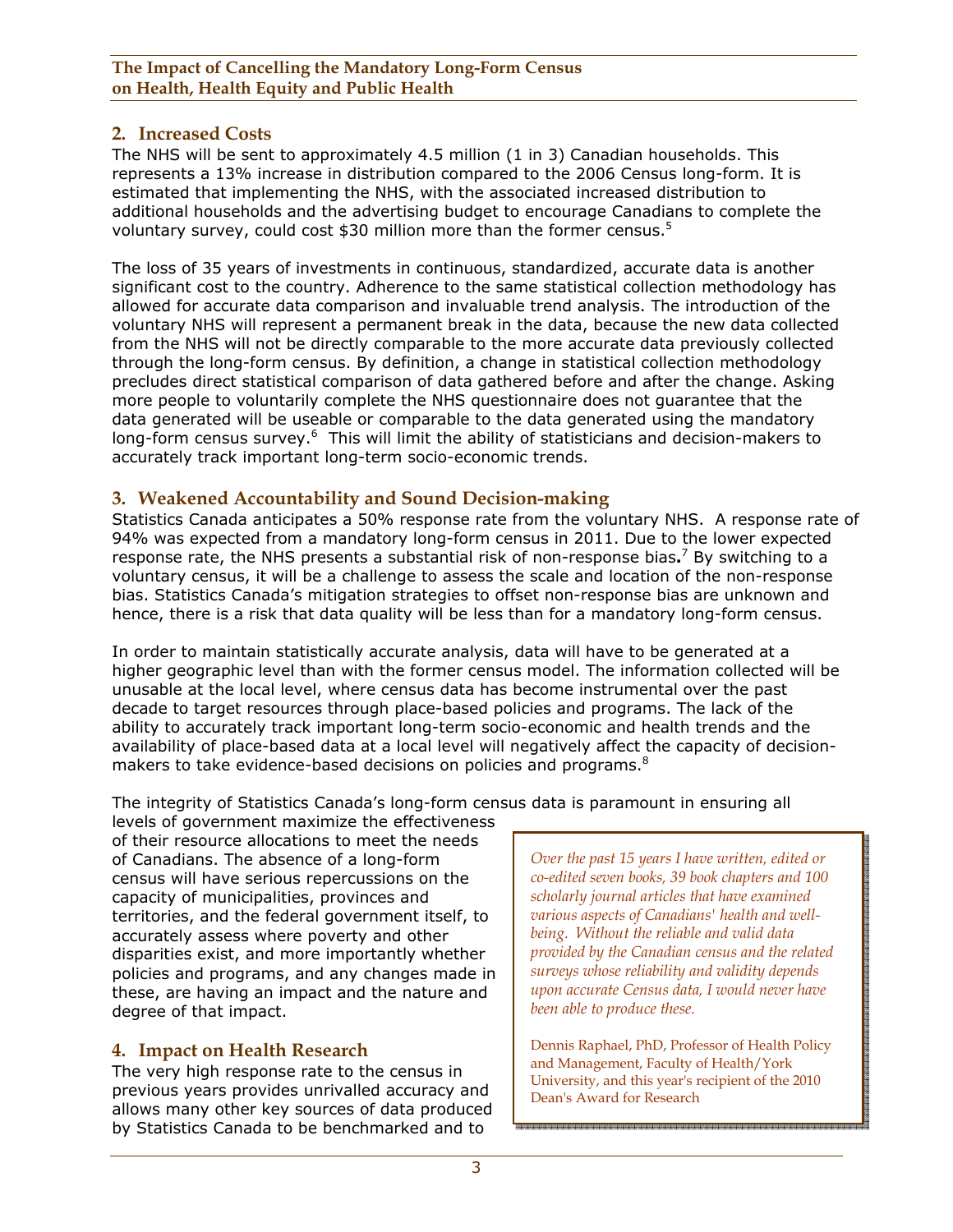## 2. Increased Costs

The NHS will be sent to approximately 4.5 million (1 in 3) Canadian households. This represents a 13% increase in distribution compared to the 2006 Census long-form. It is estimated that implementing the NHS, with the associated increased distribution to additional households and the advertising budget to encourage Canadians to complete the voluntary survey, could cost $30 million more than the former census.[5]

The loss of 35 years of investments in continuous, standardized, accurate data is another significant cost to the country. Adherence to the same statistical collection methodology has allowed for accurate data comparison and invaluable trend analysis. The introduction of the voluntary NHS will represent a permanent break in the data, because the new data collected from the NHS will not be directly comparable to the more accurate data previously collected through the long-form census. By definition, a change in statistical collection methodology precludes direct statistical comparison of data gathered before and after the change. Asking more people to voluntarily complete the NHS questionnaire does not guarantee that the data generated will be useable or comparable to the data generated using the mandatory long-form census survey.[6] This will limit the ability of statisticians and decision-makers to accurately track important long-term socio-economic trends.

## 3. Weakened Accountability and Sound Decision-making

Statistics Canada anticipates a 50% response rate from the voluntary NHS. A response rate of 94% was expected from a mandatory long-form census in 2011. Due to the lower expected response rate, the NHS presents a substantial risk of non-response bias**.**[7] By switching to a voluntary census, it will be a challenge to assess the scale and location of the non-response bias. Statistics Canada's mitigation strategies to offset non-response bias are unknown and hence, there is a risk that data quality will be less than for a mandatory long-form census.

In order to maintain statistically accurate analysis, data will have to be generated at a higher geographic level than with the former census model. The information collected will be unusable at the local level, where census data has become instrumental over the past decade to target resources through place-based policies and programs. The lack of the ability to accurately track important long-term socio-economic and health trends and the availability of place-based data at a local level will negatively affect the capacity of decision-makers to take evidence-based decisions on policies and programs.[8]

The integrity of Statistics Canada's long-form census data is paramount in ensuring all levels of government maximize the effectiveness of their resource allocations to meet the needs of Canadians. The absence of a long-form census will have serious repercussions on the capacity of municipalities, provinces and territories, and the federal government itself, to accurately assess where poverty and other disparities exist, and more importantly whether policies and programs, and any changes made in these, are having an impact and the nature and degree of that impact.

> *Over the past 15 years I have written, edited or co-edited seven books, 39 book chapters and 100 scholarly journal articles that have examined various aspects of Canadians' health and well-being. Without the reliable and valid data provided by the Canadian census and the related surveys whose reliability and validity depends upon accurate Census data, I would never have been able to produce these.*
>
> Dennis Raphael, PhD, Professor of Health Policy and Management, Faculty of Health/York University, and this year's recipient of the 2010 Dean's Award for Research

## 4. Impact on Health Research

The very high response rate to the census in previous years provides unrivalled accuracy and allows many other key sources of data produced by Statistics Canada to be benchmarked and to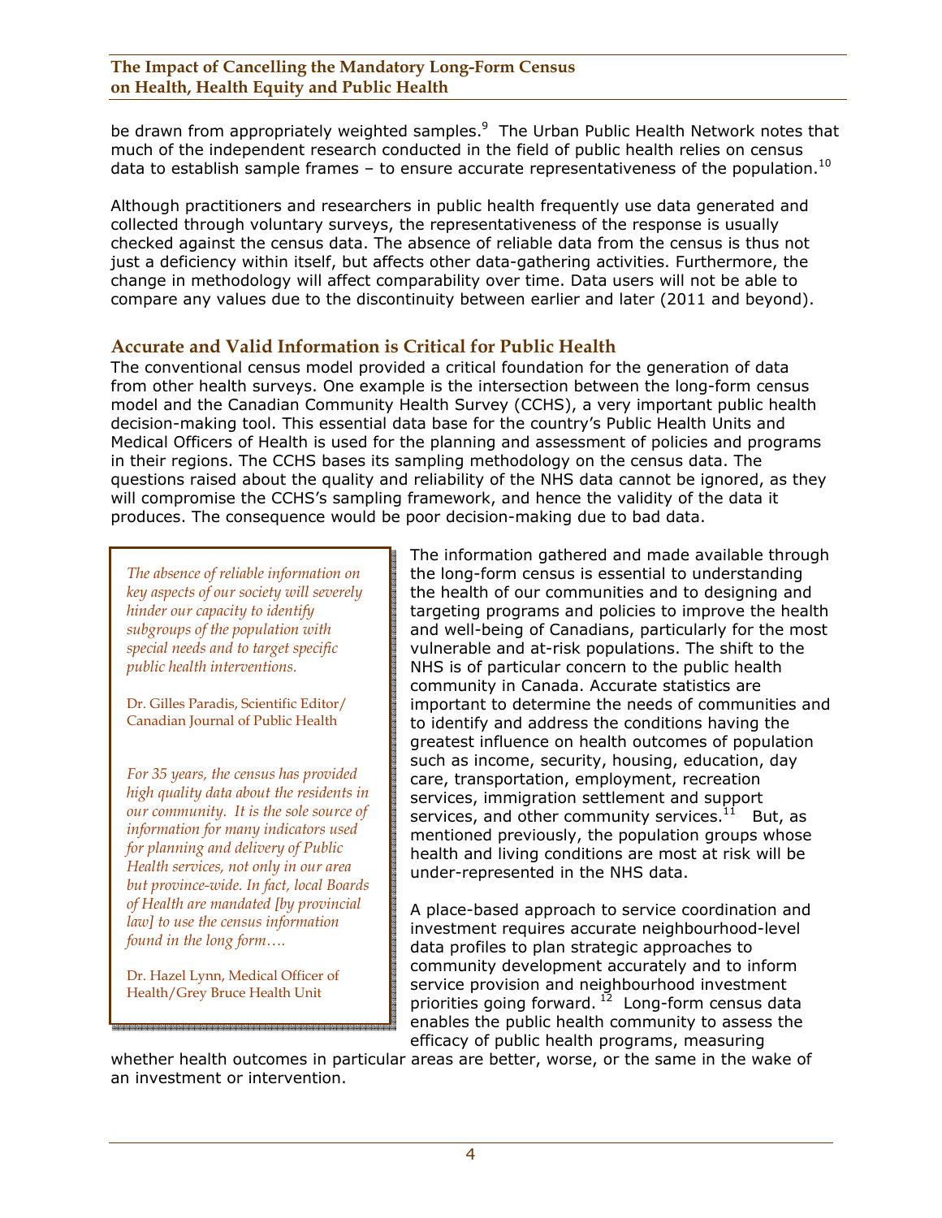be drawn from appropriately weighted samples.[9] The Urban Public Health Network notes that much of the independent research conducted in the field of public health relies on census data to establish sample frames – to ensure accurate representativeness of the population.[10]

Although practitioners and researchers in public health frequently use data generated and collected through voluntary surveys, the representativeness of the response is usually checked against the census data. The absence of reliable data from the census is thus not just a deficiency within itself, but affects other data-gathering activities. Furthermore, the change in methodology will affect comparability over time. Data users will not be able to compare any values due to the discontinuity between earlier and later (2011 and beyond).

## Accurate and Valid Information is Critical for Public Health

The conventional census model provided a critical foundation for the generation of data from other health surveys. One example is the intersection between the long-form census model and the Canadian Community Health Survey (CCHS), a very important public health decision-making tool. This essential data base for the country's Public Health Units and Medical Officers of Health is used for the planning and assessment of policies and programs in their regions. The CCHS bases its sampling methodology on the census data. The questions raised about the quality and reliability of the NHS data cannot be ignored, as they will compromise the CCHS's sampling framework, and hence the validity of the data it produces. The consequence would be poor decision-making due to bad data.

> *The absence of reliable information on key aspects of our society will severely hinder our capacity to identify subgroups of the population with special needs and to target specific public health interventions.*
>
> Dr. Gilles Paradis, Scientific Editor/ Canadian Journal of Public Health
>
> *For 35 years, the census has provided high quality data about the residents in our community. It is the sole source of information for many indicators used for planning and delivery of Public Health services, not only in our area but province-wide. In fact, local Boards of Health are mandated [by provincial law] to use the census information found in the long form….*
>
> Dr. Hazel Lynn, Medical Officer of Health/Grey Bruce Health Unit

The information gathered and made available through the long-form census is essential to understanding the health of our communities and to designing and targeting programs and policies to improve the health and well-being of Canadians, particularly for the most vulnerable and at-risk populations. The shift to the NHS is of particular concern to the public health community in Canada. Accurate statistics are important to determine the needs of communities and to identify and address the conditions having the greatest influence on health outcomes of population such as income, security, housing, education, day care, transportation, employment, recreation services, immigration settlement and support services, and other community services.[11] But, as mentioned previously, the population groups whose health and living conditions are most at risk will be under-represented in the NHS data.

A place-based approach to service coordination and investment requires accurate neighbourhood-level data profiles to plan strategic approaches to community development accurately and to inform service provision and neighbourhood investment priorities going forward.[12] Long-form census data enables the public health community to assess the efficacy of public health programs, measuring whether health outcomes in particular areas are better, worse, or the same in the wake of an investment or intervention.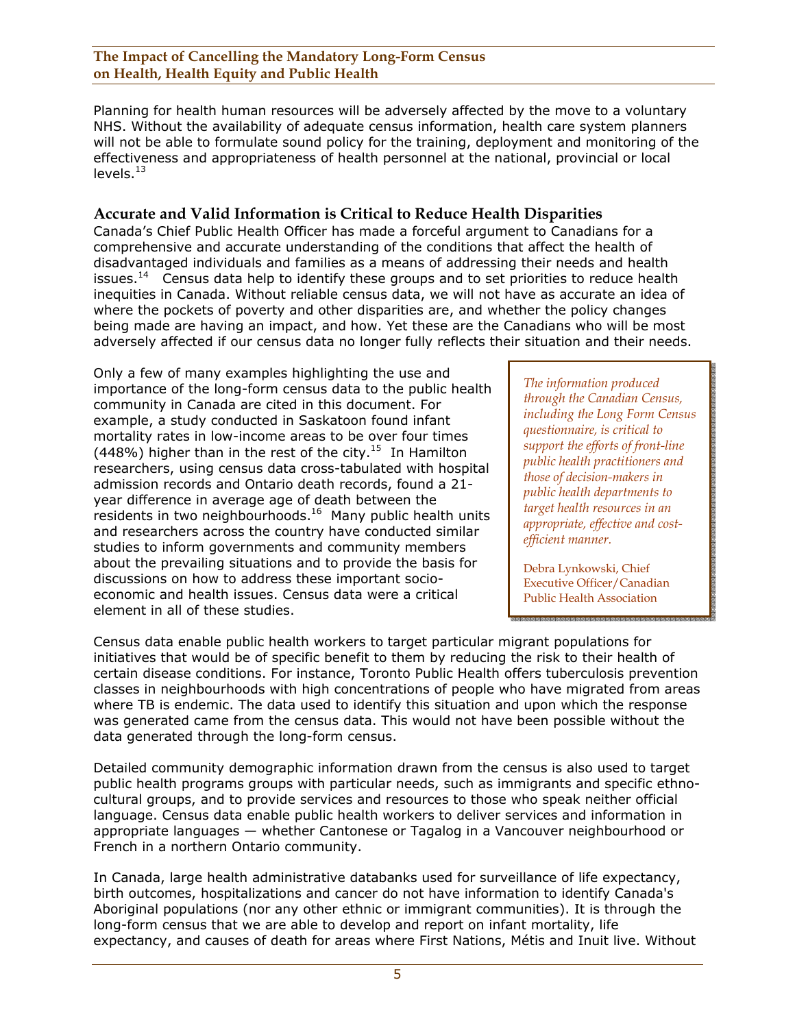Planning for health human resources will be adversely affected by the move to a voluntary NHS. Without the availability of adequate census information, health care system planners will not be able to formulate sound policy for the training, deployment and monitoring of the effectiveness and appropriateness of health personnel at the national, provincial or local levels.[13]

## Accurate and Valid Information is Critical to Reduce Health Disparities

Canada's Chief Public Health Officer has made a forceful argument to Canadians for a comprehensive and accurate understanding of the conditions that affect the health of disadvantaged individuals and families as a means of addressing their needs and health issues.[14] Census data help to identify these groups and to set priorities to reduce health inequities in Canada. Without reliable census data, we will not have as accurate an idea of where the pockets of poverty and other disparities are, and whether the policy changes being made are having an impact, and how. Yet these are the Canadians who will be most adversely affected if our census data no longer fully reflects their situation and their needs.

Only a few of many examples highlighting the use and importance of the long-form census data to the public health community in Canada are cited in this document. For example, a study conducted in Saskatoon found infant mortality rates in low-income areas to be over four times (448%) higher than in the rest of the city.[15] In Hamilton researchers, using census data cross-tabulated with hospital admission records and Ontario death records, found a 21-year difference in average age of death between the residents in two neighbourhoods.[16] Many public health units and researchers across the country have conducted similar studies to inform governments and community members about the prevailing situations and to provide the basis for discussions on how to address these important socio-economic and health issues. Census data were a critical element in all of these studies.

> *The information produced through the Canadian Census, including the Long Form Census questionnaire, is critical to support the efforts of front-line public health practitioners and those of decision-makers in public health departments to target health resources in an appropriate, effective and cost-efficient manner.*
>
> Debra Lynkowski, Chief Executive Officer/Canadian Public Health Association

Census data enable public health workers to target particular migrant populations for initiatives that would be of specific benefit to them by reducing the risk to their health of certain disease conditions. For instance, Toronto Public Health offers tuberculosis prevention classes in neighbourhoods with high concentrations of people who have migrated from areas where TB is endemic. The data used to identify this situation and upon which the response was generated came from the census data. This would not have been possible without the data generated through the long-form census.

Detailed community demographic information drawn from the census is also used to target public health programs groups with particular needs, such as immigrants and specific ethno-cultural groups, and to provide services and resources to those who speak neither official language. Census data enable public health workers to deliver services and information in appropriate languages — whether Cantonese or Tagalog in a Vancouver neighbourhood or French in a northern Ontario community.

In Canada, large health administrative databanks used for surveillance of life expectancy, birth outcomes, hospitalizations and cancer do not have information to identify Canada's Aboriginal populations (nor any other ethnic or immigrant communities). It is through the long-form census that we are able to develop and report on infant mortality, life expectancy, and causes of death for areas where First Nations, Métis and Inuit live. Without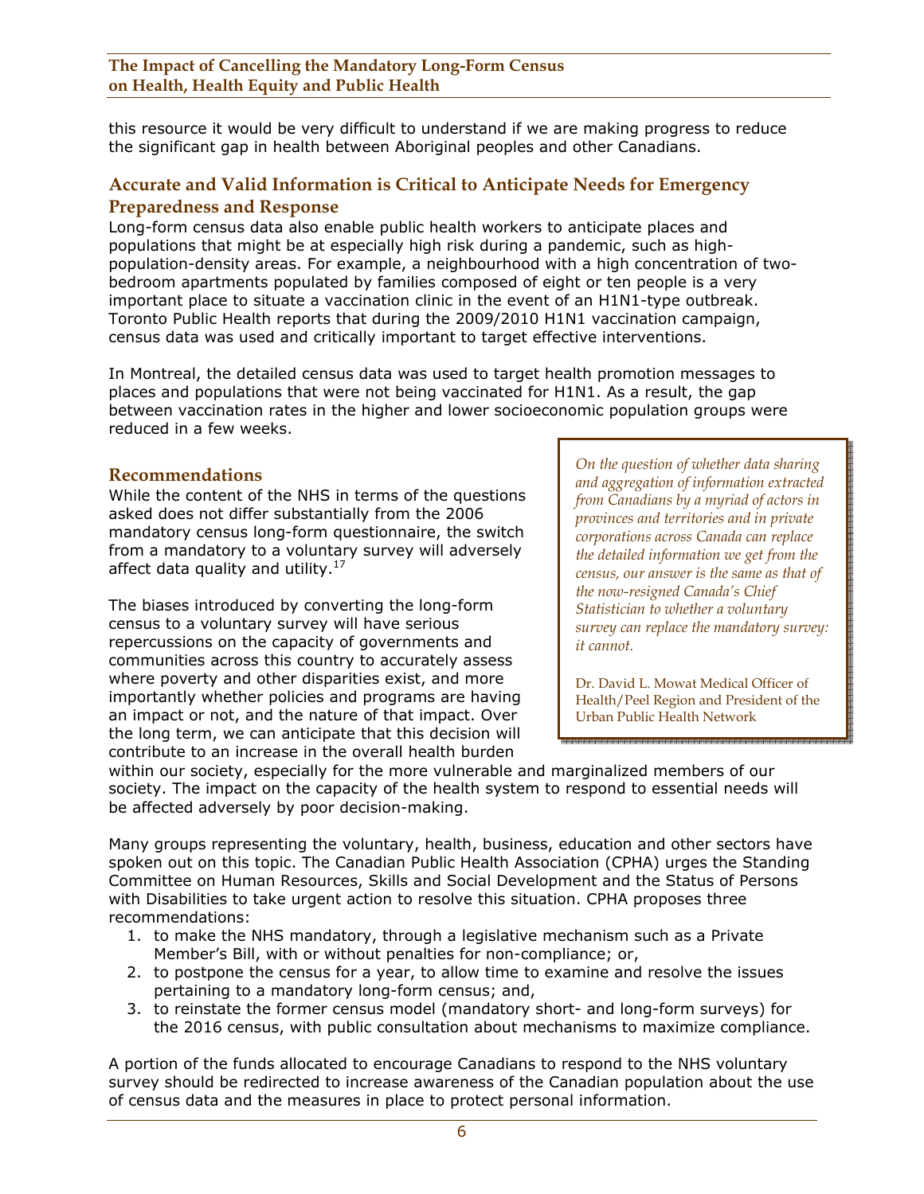this resource it would be very difficult to understand if we are making progress to reduce the significant gap in health between Aboriginal peoples and other Canadians.

## Accurate and Valid Information is Critical to Anticipate Needs for Emergency Preparedness and Response

Long-form census data also enable public health workers to anticipate places and populations that might be at especially high risk during a pandemic, such as high-population-density areas. For example, a neighbourhood with a high concentration of two-bedroom apartments populated by families composed of eight or ten people is a very important place to situate a vaccination clinic in the event of an H1N1-type outbreak. Toronto Public Health reports that during the 2009/2010 H1N1 vaccination campaign, census data was used and critically important to target effective interventions.

In Montreal, the detailed census data was used to target health promotion messages to places and populations that were not being vaccinated for H1N1. As a result, the gap between vaccination rates in the higher and lower socioeconomic population groups were reduced in a few weeks.

## Recommendations

While the content of the NHS in terms of the questions asked does not differ substantially from the 2006 mandatory census long-form questionnaire, the switch from a mandatory to a voluntary survey will adversely affect data quality and utility.[17]

The biases introduced by converting the long-form census to a voluntary survey will have serious repercussions on the capacity of governments and communities across this country to accurately assess where poverty and other disparities exist, and more importantly whether policies and programs are having an impact or not, and the nature of that impact. Over the long term, we can anticipate that this decision will contribute to an increase in the overall health burden within our society, especially for the more vulnerable and marginalized members of our society. The impact on the capacity of the health system to respond to essential needs will be affected adversely by poor decision-making.

> *On the question of whether data sharing and aggregation of information extracted from Canadians by a myriad of actors in provinces and territories and in private corporations across Canada can replace the detailed information we get from the census, our answer is the same as that of the now-resigned Canada's Chief Statistician to whether a voluntary survey can replace the mandatory survey: it cannot.*
>
> Dr. David L. Mowat Medical Officer of Health/Peel Region and President of the Urban Public Health Network

Many groups representing the voluntary, health, business, education and other sectors have spoken out on this topic. The Canadian Public Health Association (CPHA) urges the Standing Committee on Human Resources, Skills and Social Development and the Status of Persons with Disabilities to take urgent action to resolve this situation. CPHA proposes three recommendations:

1. to make the NHS mandatory, through a legislative mechanism such as a Private Member's Bill, with or without penalties for non-compliance; or,
2. to postpone the census for a year, to allow time to examine and resolve the issues pertaining to a mandatory long-form census; and,
3. to reinstate the former census model (mandatory short- and long-form surveys) for the 2016 census, with public consultation about mechanisms to maximize compliance.

A portion of the funds allocated to encourage Canadians to respond to the NHS voluntary survey should be redirected to increase awareness of the Canadian population about the use of census data and the measures in place to protect personal information.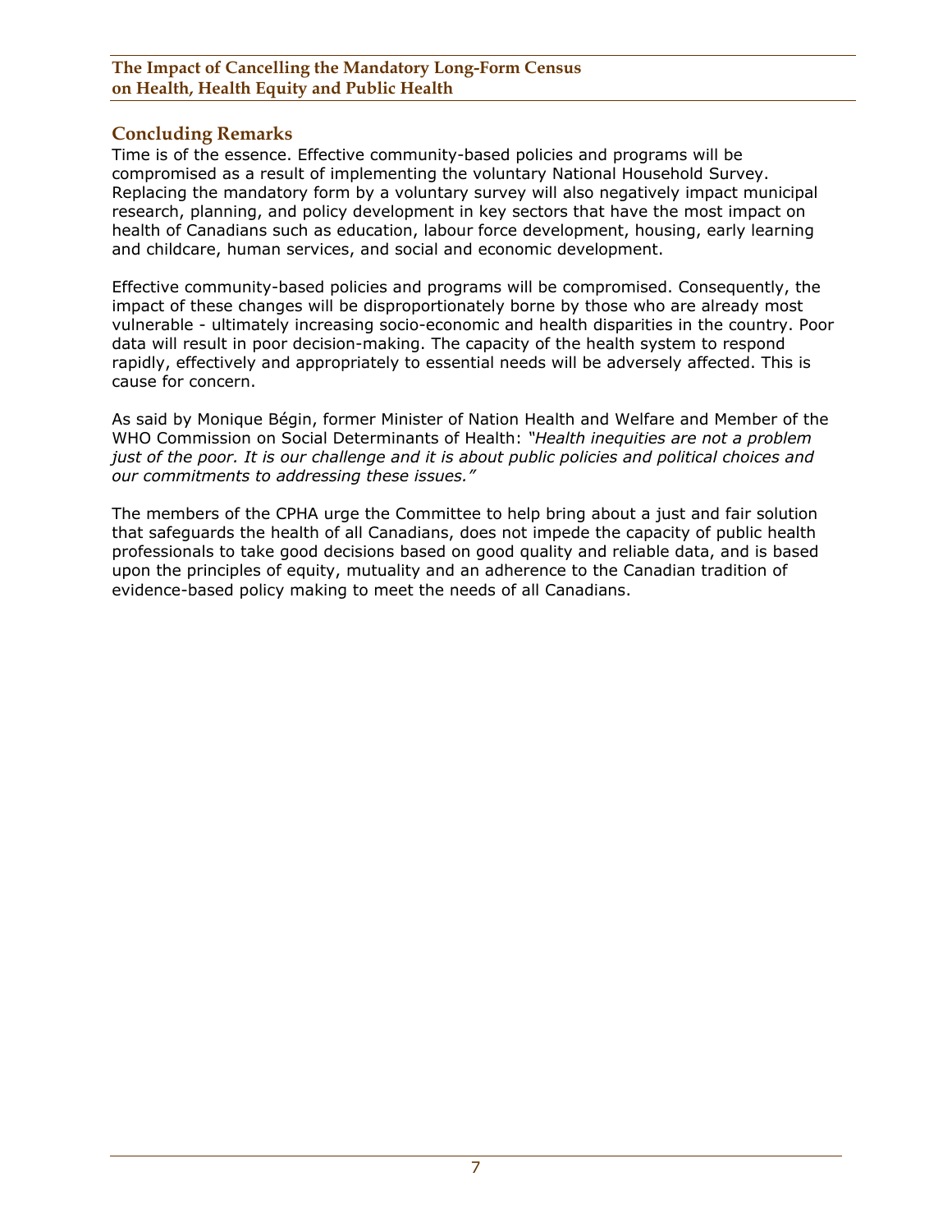## Concluding Remarks

Time is of the essence. Effective community-based policies and programs will be compromised as a result of implementing the voluntary National Household Survey. Replacing the mandatory form by a voluntary survey will also negatively impact municipal research, planning, and policy development in key sectors that have the most impact on health of Canadians such as education, labour force development, housing, early learning and childcare, human services, and social and economic development.

Effective community-based policies and programs will be compromised. Consequently, the impact of these changes will be disproportionately borne by those who are already most vulnerable - ultimately increasing socio-economic and health disparities in the country. Poor data will result in poor decision-making. The capacity of the health system to respond rapidly, effectively and appropriately to essential needs will be adversely affected. This is cause for concern.

As said by Monique Bégin, former Minister of Nation Health and Welfare and Member of the WHO Commission on Social Determinants of Health: *"Health inequities are not a problem just of the poor. It is our challenge and it is about public policies and political choices and our commitments to addressing these issues."*

The members of the CPHA urge the Committee to help bring about a just and fair solution that safeguards the health of all Canadians, does not impede the capacity of public health professionals to take good decisions based on good quality and reliable data, and is based upon the principles of equity, mutuality and an adherence to the Canadian tradition of evidence-based policy making to meet the needs of all Canadians.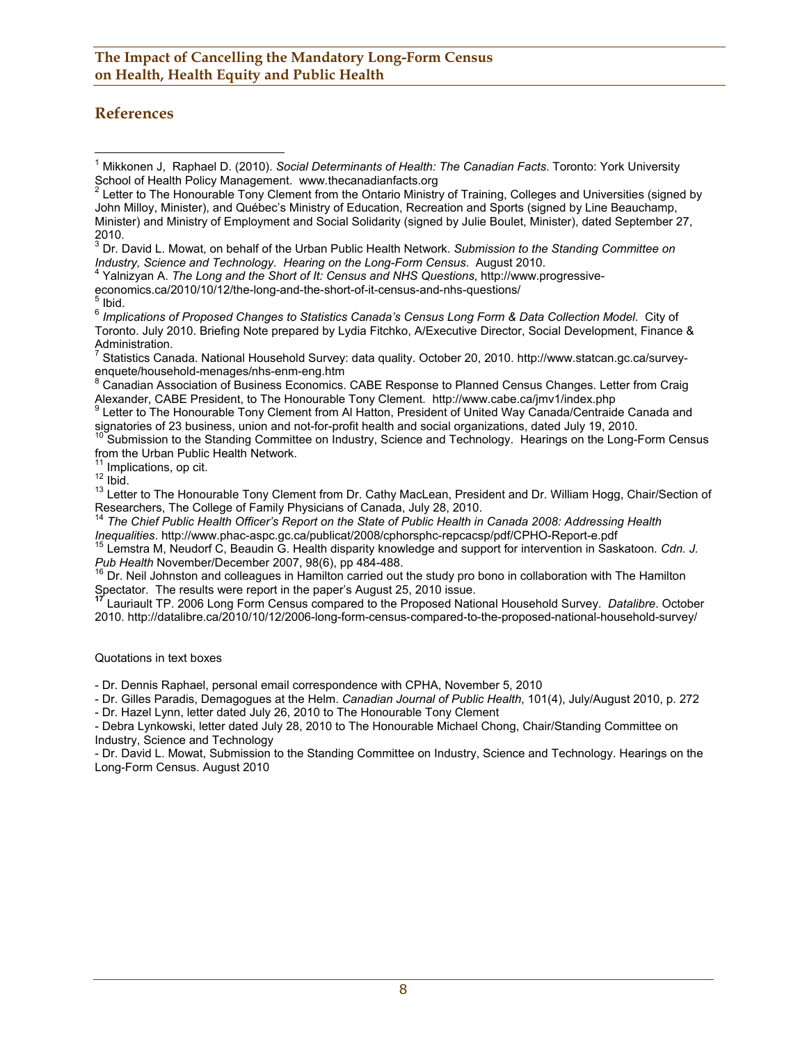## References

[1] Mikkonen J, Raphael D. (2010). *Social Determinants of Health: The Canadian Facts*. Toronto: York University School of Health Policy Management. www.thecanadianfacts.org

[2] Letter to The Honourable Tony Clement from the Ontario Ministry of Training, Colleges and Universities (signed by John Milloy, Minister), and Québec's Ministry of Education, Recreation and Sports (signed by Line Beauchamp, Minister) and Ministry of Employment and Social Solidarity (signed by Julie Boulet, Minister), dated September 27, 2010.

[3] Dr. David L. Mowat, on behalf of the Urban Public Health Network. *Submission to the Standing Committee on Industry, Science and Technology*. *Hearing on the Long-Form Census*. August 2010.

[4] Yalnizyan A. *The Long and the Short of It: Census and NHS Questions*, http://www.progressive-economics.ca/2010/10/12/the-long-and-the-short-of-it-census-and-nhs-questions/

[5] Ibid.

[6] *Implications of Proposed Changes to Statistics Canada's Census Long Form & Data Collection Model*. City of Toronto. July 2010. Briefing Note prepared by Lydia Fitchko, A/Executive Director, Social Development, Finance & Administration.

[7] Statistics Canada. National Household Survey: data quality. October 20, 2010. http://www.statcan.gc.ca/survey-enquete/household-menages/nhs-enm-eng.htm

[8] Canadian Association of Business Economics. CABE Response to Planned Census Changes. Letter from Craig Alexander, CABE President, to The Honourable Tony Clement. http://www.cabe.ca/jmv1/index.php

[9] Letter to The Honourable Tony Clement from Al Hatton, President of United Way Canada/Centraide Canada and signatories of 23 business, union and not-for-profit health and social organizations, dated July 19, 2010.

[10] Submission to the Standing Committee on Industry, Science and Technology. Hearings on the Long-Form Census from the Urban Public Health Network.

[11] Implications, op cit.

[12] Ibid.

[13] Letter to The Honourable Tony Clement from Dr. Cathy MacLean, President and Dr. William Hogg, Chair/Section of Researchers, The College of Family Physicians of Canada, July 28, 2010.

[14] *The Chief Public Health Officer's Report on the State of Public Health in Canada 2008: Addressing Health Inequalities*. http://www.phac-aspc.gc.ca/publicat/2008/cphorsphc-repcacsp/pdf/CPHO-Report-e.pdf

[15] Lemstra M, Neudorf C, Beaudin G. Health disparity knowledge and support for intervention in Saskatoon. *Cdn. J. Pub Health* November/December 2007, 98(6), pp 484-488.

[16] Dr. Neil Johnston and colleagues in Hamilton carried out the study pro bono in collaboration with The Hamilton Spectator. The results were report in the paper's August 25, 2010 issue.

[17] Lauriault TP. 2006 Long Form Census compared to the Proposed National Household Survey. *Datalibre*. October 2010. http://datalibre.ca/2010/10/12/2006-long-form-census-compared-to-the-proposed-national-household-survey/

Quotations in text boxes

- Dr. Dennis Raphael, personal email correspondence with CPHA, November 5, 2010
- Dr. Gilles Paradis, Demagogues at the Helm. *Canadian Journal of Public Health*, 101(4), July/August 2010, p. 272
- Dr. Hazel Lynn, letter dated July 26, 2010 to The Honourable Tony Clement
- Debra Lynkowski, letter dated July 28, 2010 to The Honourable Michael Chong, Chair/Standing Committee on Industry, Science and Technology
- Dr. David L. Mowat, Submission to the Standing Committee on Industry, Science and Technology. Hearings on the Long-Form Census. August 2010